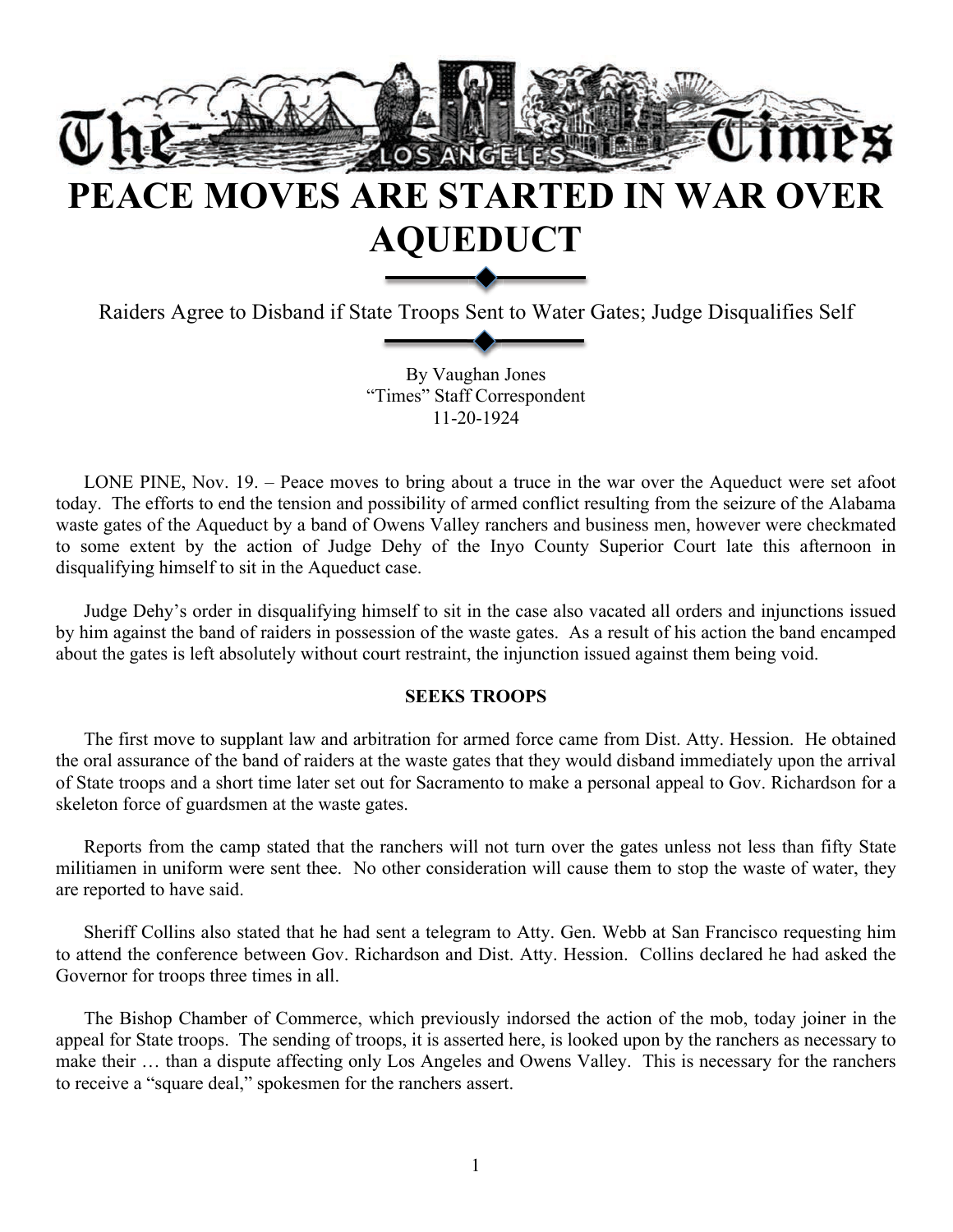The Los Angeles Times

# PEACE MOVES ARE STARTED IN WAR OVER AQUEDUCT

Raiders Agree to Disband if State Troops Sent to Water Gates; Judge Disqualifies Self

By Vaughan Jones
"Times" Staff Correspondent
11-20-1924

LONE PINE, Nov. 19. – Peace moves to bring about a truce in the war over the Aqueduct were set afoot today. The efforts to end the tension and possibility of armed conflict resulting from the seizure of the Alabama waste gates of the Aqueduct by a band of Owens Valley ranchers and business men, however were checkmated to some extent by the action of Judge Dehy of the Inyo County Superior Court late this afternoon in disqualifying himself to sit in the Aqueduct case.

Judge Dehy's order in disqualifying himself to sit in the case also vacated all orders and injunctions issued by him against the band of raiders in possession of the waste gates. As a result of his action the band encamped about the gates is left absolutely without court restraint, the injunction issued against them being void.

**SEEKS TROOPS**

The first move to supplant law and arbitration for armed force came from Dist. Atty. Hession. He obtained the oral assurance of the band of raiders at the waste gates that they would disband immediately upon the arrival of State troops and a short time later set out for Sacramento to make a personal appeal to Gov. Richardson for a skeleton force of guardsmen at the waste gates.

Reports from the camp stated that the ranchers will not turn over the gates unless not less than fifty State militiamen in uniform were sent thee. No other consideration will cause them to stop the waste of water, they are reported to have said.

Sheriff Collins also stated that he had sent a telegram to Atty. Gen. Webb at San Francisco requesting him to attend the conference between Gov. Richardson and Dist. Atty. Hession. Collins declared he had asked the Governor for troops three times in all.

The Bishop Chamber of Commerce, which previously indorsed the action of the mob, today joiner in the appeal for State troops. The sending of troops, it is asserted here, is looked upon by the ranchers as necessary to make their … than a dispute affecting only Los Angeles and Owens Valley. This is necessary for the ranchers to receive a "square deal," spokesmen for the ranchers assert.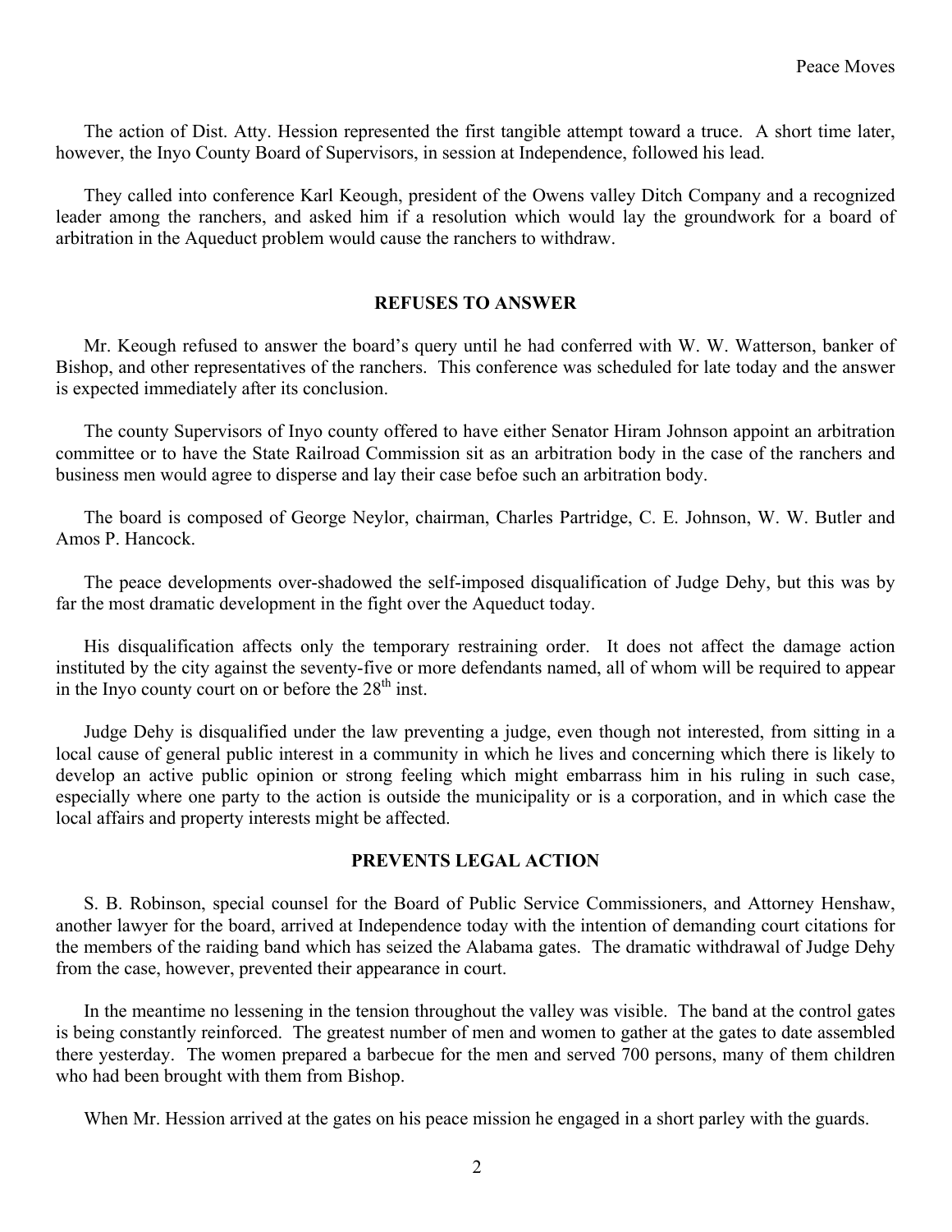The action of Dist. Atty. Hession represented the first tangible attempt toward a truce. A short time later, however, the Inyo County Board of Supervisors, in session at Independence, followed his lead.

They called into conference Karl Keough, president of the Owens valley Ditch Company and a recognized leader among the ranchers, and asked him if a resolution which would lay the groundwork for a board of arbitration in the Aqueduct problem would cause the ranchers to withdraw.

### REFUSES TO ANSWER

Mr. Keough refused to answer the board's query until he had conferred with W. W. Watterson, banker of Bishop, and other representatives of the ranchers. This conference was scheduled for late today and the answer is expected immediately after its conclusion.

The county Supervisors of Inyo county offered to have either Senator Hiram Johnson appoint an arbitration committee or to have the State Railroad Commission sit as an arbitration body in the case of the ranchers and business men would agree to disperse and lay their case befoe such an arbitration body.

The board is composed of George Neylor, chairman, Charles Partridge, C. E. Johnson, W. W. Butler and Amos P. Hancock.

The peace developments over-shadowed the self-imposed disqualification of Judge Dehy, but this was by far the most dramatic development in the fight over the Aqueduct today.

His disqualification affects only the temporary restraining order. It does not affect the damage action instituted by the city against the seventy-five or more defendants named, all of whom will be required to appear in the Inyo county court on or before the 28th inst.

Judge Dehy is disqualified under the law preventing a judge, even though not interested, from sitting in a local cause of general public interest in a community in which he lives and concerning which there is likely to develop an active public opinion or strong feeling which might embarrass him in his ruling in such case, especially where one party to the action is outside the municipality or is a corporation, and in which case the local affairs and property interests might be affected.

### PREVENTS LEGAL ACTION

S. B. Robinson, special counsel for the Board of Public Service Commissioners, and Attorney Henshaw, another lawyer for the board, arrived at Independence today with the intention of demanding court citations for the members of the raiding band which has seized the Alabama gates. The dramatic withdrawal of Judge Dehy from the case, however, prevented their appearance in court.

In the meantime no lessening in the tension throughout the valley was visible. The band at the control gates is being constantly reinforced. The greatest number of men and women to gather at the gates to date assembled there yesterday. The women prepared a barbecue for the men and served 700 persons, many of them children who had been brought with them from Bishop.

When Mr. Hession arrived at the gates on his peace mission he engaged in a short parley with the guards.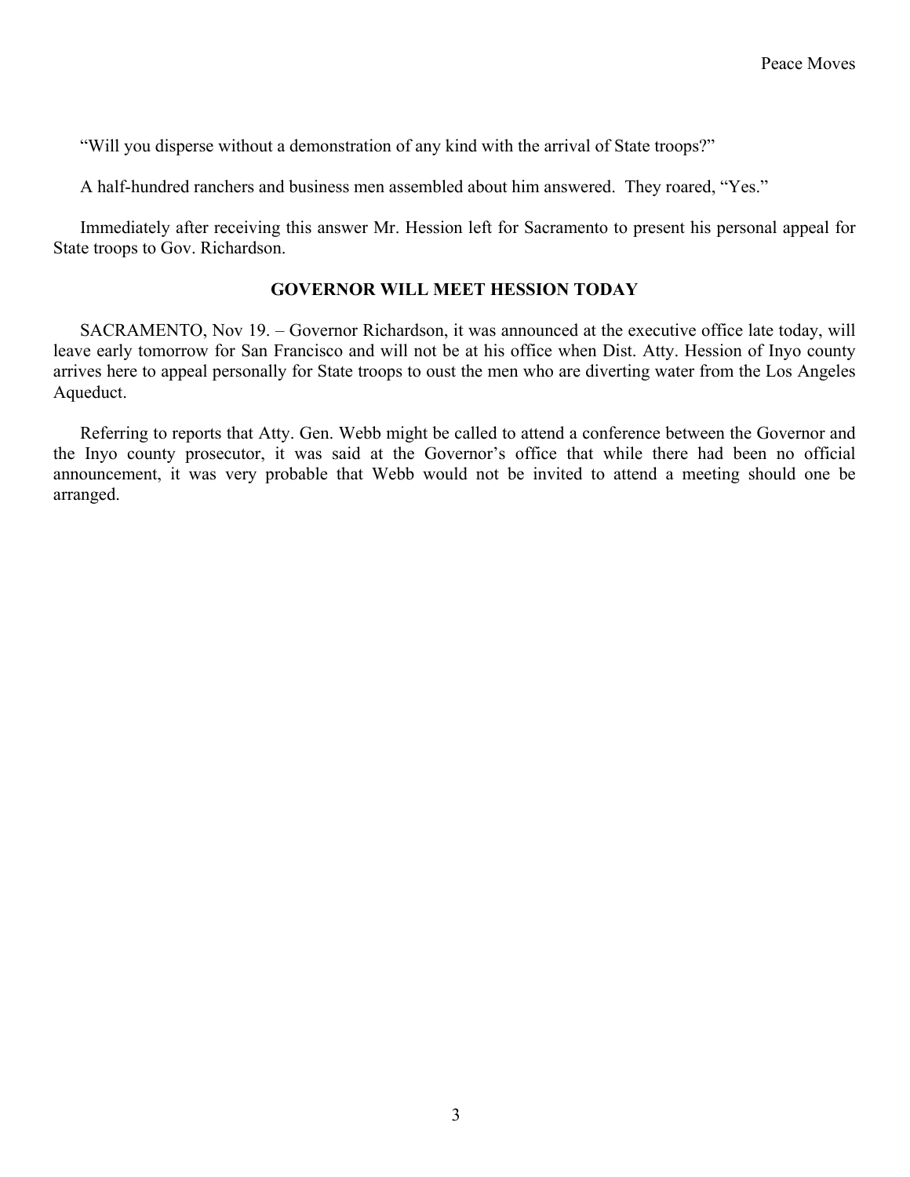"Will you disperse without a demonstration of any kind with the arrival of State troops?"

A half-hundred ranchers and business men assembled about him answered. They roared, "Yes."

Immediately after receiving this answer Mr. Hession left for Sacramento to present his personal appeal for State troops to Gov. Richardson.

### GOVERNOR WILL MEET HESSION TODAY

SACRAMENTO, Nov 19. – Governor Richardson, it was announced at the executive office late today, will leave early tomorrow for San Francisco and will not be at his office when Dist. Atty. Hession of Inyo county arrives here to appeal personally for State troops to oust the men who are diverting water from the Los Angeles Aqueduct.

Referring to reports that Atty. Gen. Webb might be called to attend a conference between the Governor and the Inyo county prosecutor, it was said at the Governor's office that while there had been no official announcement, it was very probable that Webb would not be invited to attend a meeting should one be arranged.